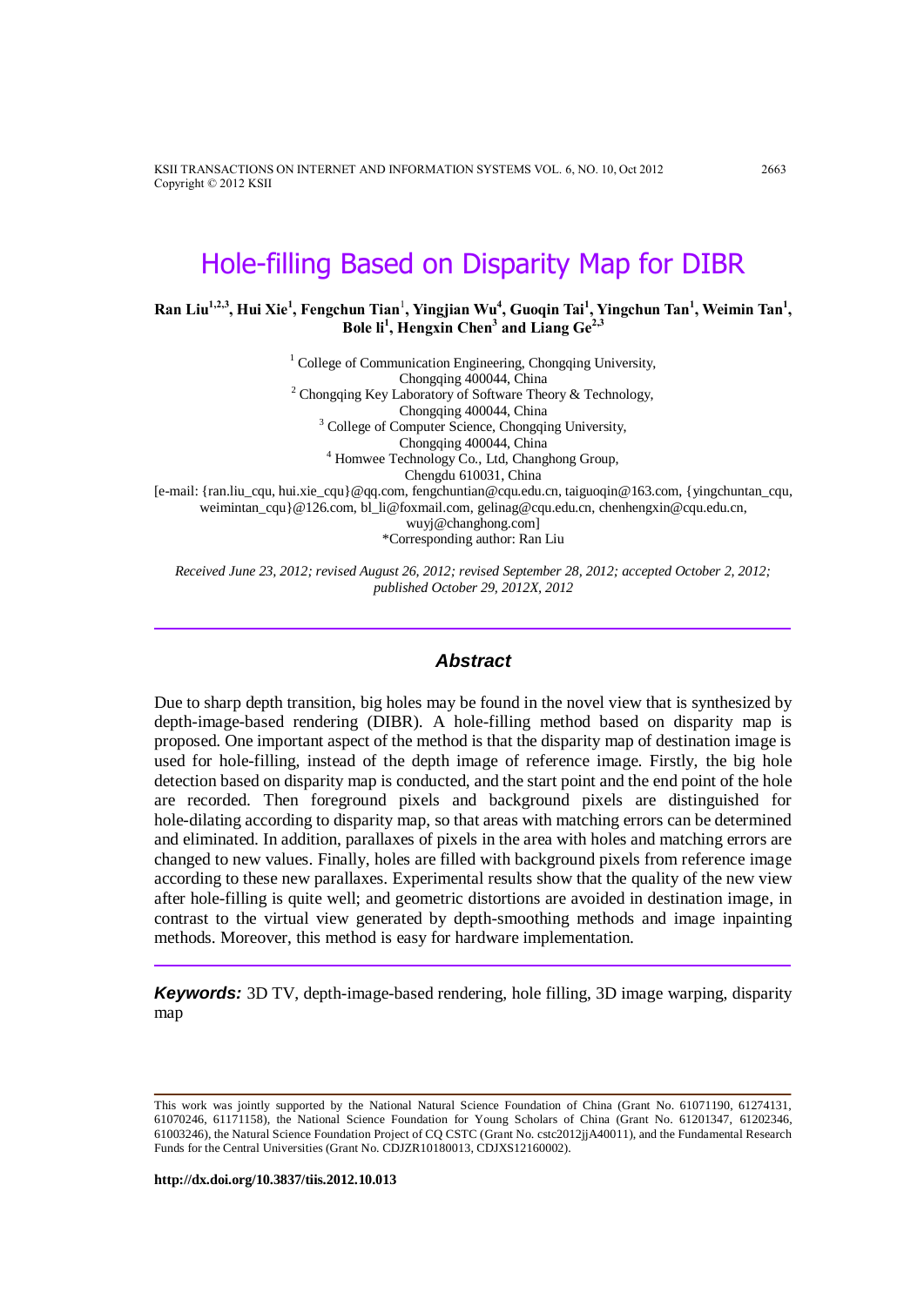# Hole-filling Based on Disparity Map for DIBR

**Ran Liu[1,2,3], Hui Xie[1], Fengchun Tian[1], Yingjian Wu[4], Guoqin Tai[1], Yingchun Tan[1], Weimin Tan[1], Bole li[1], Hengxin Chen[3] and Liang Ge[2,3]**

[1] College of Communication Engineering, Chongqing University, Chongqing 400044, China
[2] Chongqing Key Laboratory of Software Theory & Technology, Chongqing 400044, China
[3] College of Computer Science, Chongqing University, Chongqing 400044, China
[4] Homwee Technology Co., Ltd, Changhong Group, Chengdu 610031, China
[e-mail: {ran.liu_cqu, hui.xie_cqu}@qq.com, fengchuntian@cqu.edu.cn, taiguoqin@163.com, {yingchuntan_cqu, weimintan_cqu}@126.com, bl_li@foxmail.com, gelinag@cqu.edu.cn, chenhengxin@cqu.edu.cn, wuyj@changhong.com]
*Corresponding author: Ran Liu

*Received June 23, 2012; revised August 26, 2012; revised September 28, 2012; accepted October 2, 2012; published October 29, 2012X, 2012*

## Abstract

Due to sharp depth transition, big holes may be found in the novel view that is synthesized by depth-image-based rendering (DIBR). A hole-filling method based on disparity map is proposed. One important aspect of the method is that the disparity map of destination image is used for hole-filling, instead of the depth image of reference image. Firstly, the big hole detection based on disparity map is conducted, and the start point and the end point of the hole are recorded. Then foreground pixels and background pixels are distinguished for hole-dilating according to disparity map, so that areas with matching errors can be determined and eliminated. In addition, parallaxes of pixels in the area with holes and matching errors are changed to new values. Finally, holes are filled with background pixels from reference image according to these new parallaxes. Experimental results show that the quality of the new view after hole-filling is quite well; and geometric distortions are avoided in destination image, in contrast to the virtual view generated by depth-smoothing methods and image inpainting methods. Moreover, this method is easy for hardware implementation.

***Keywords:*** 3D TV, depth-image-based rendering, hole filling, 3D image warping, disparity map

This work was jointly supported by the National Natural Science Foundation of China (Grant No. 61071190, 61274131, 61070246, 61171158), the National Science Foundation for Young Scholars of China (Grant No. 61201347, 61202346, 61003246), the Natural Science Foundation Project of CQ CSTC (Grant No. cstc2012jjA40011), and the Fundamental Research Funds for the Central Universities (Grant No. CDJZR10180013, CDJXS12160002).

**http://dx.doi.org/10.3837/tiis.2012.10.013**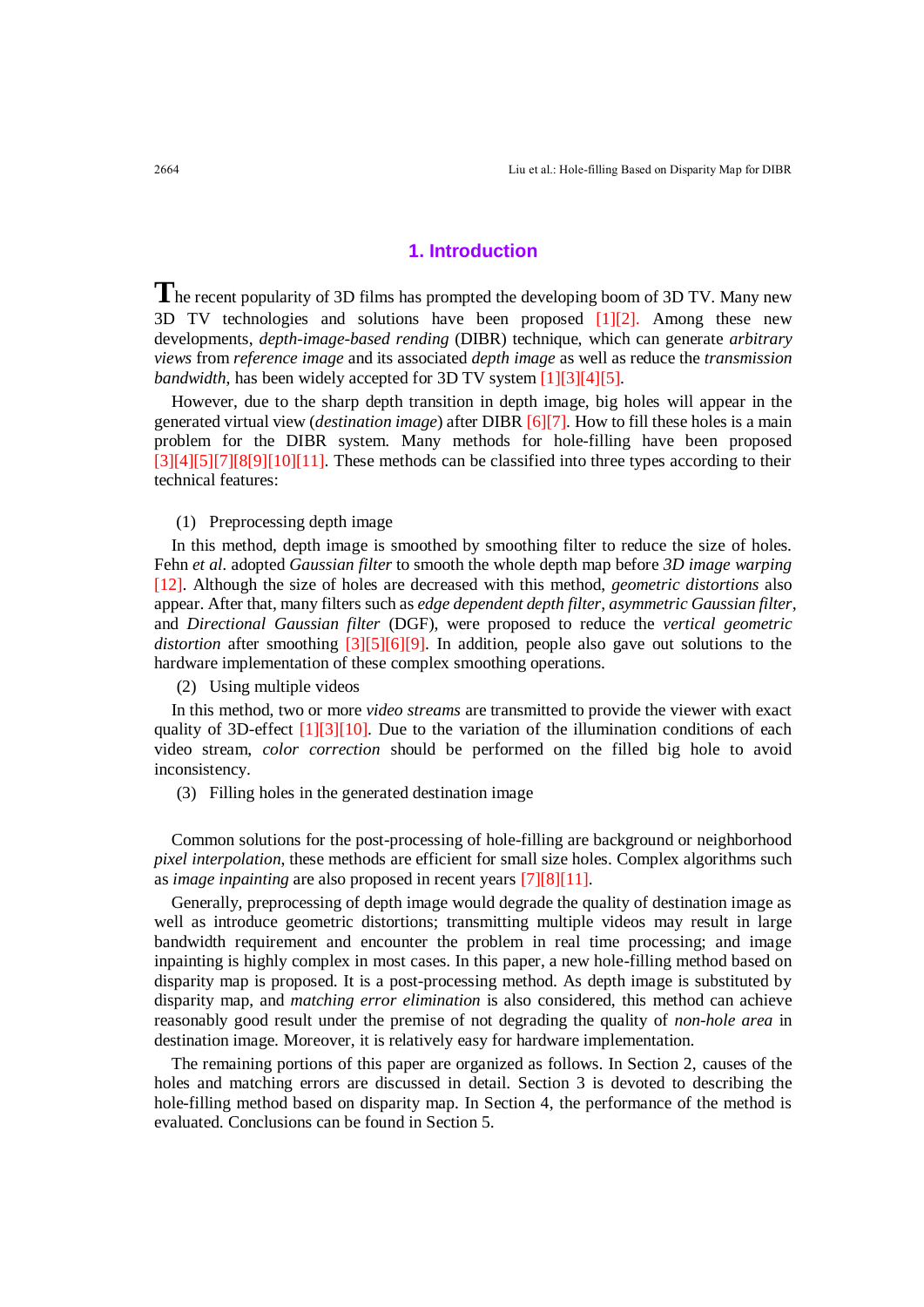## 1. Introduction

The recent popularity of 3D films has prompted the developing boom of 3D TV. Many new 3D TV technologies and solutions have been proposed [1][2]. Among these new developments, *depth-image-based rending* (DIBR) technique, which can generate *arbitrary views* from *reference image* and its associated *depth image* as well as reduce the *transmission bandwidth*, has been widely accepted for 3D TV system [1][3][4][5].

However, due to the sharp depth transition in depth image, big holes will appear in the generated virtual view (*destination image*) after DIBR [6][7]. How to fill these holes is a main problem for the DIBR system. Many methods for hole-filling have been proposed [3][4][5][7][8][9][10][11]. These methods can be classified into three types according to their technical features:

(1) Preprocessing depth image

In this method, depth image is smoothed by smoothing filter to reduce the size of holes. Fehn *et al.* adopted *Gaussian filter* to smooth the whole depth map before *3D image warping* [12]. Although the size of holes are decreased with this method, *geometric distortions* also appear. After that, many filters such as *edge dependent depth filter*, *asymmetric Gaussian filter*, and *Directional Gaussian filter* (DGF), were proposed to reduce the *vertical geometric distortion* after smoothing [3][5][6][9]. In addition, people also gave out solutions to the hardware implementation of these complex smoothing operations.

(2) Using multiple videos

In this method, two or more *video streams* are transmitted to provide the viewer with exact quality of 3D-effect [1][3][10]. Due to the variation of the illumination conditions of each video stream, *color correction* should be performed on the filled big hole to avoid inconsistency.

(3) Filling holes in the generated destination image

Common solutions for the post-processing of hole-filling are background or neighborhood *pixel interpolation*, these methods are efficient for small size holes. Complex algorithms such as *image inpainting* are also proposed in recent years [7][8][11].

Generally, preprocessing of depth image would degrade the quality of destination image as well as introduce geometric distortions; transmitting multiple videos may result in large bandwidth requirement and encounter the problem in real time processing; and image inpainting is highly complex in most cases. In this paper, a new hole-filling method based on disparity map is proposed. It is a post-processing method. As depth image is substituted by disparity map, and *matching error elimination* is also considered, this method can achieve reasonably good result under the premise of not degrading the quality of *non-hole area* in destination image. Moreover, it is relatively easy for hardware implementation.

The remaining portions of this paper are organized as follows. In Section 2, causes of the holes and matching errors are discussed in detail. Section 3 is devoted to describing the hole-filling method based on disparity map. In Section 4, the performance of the method is evaluated. Conclusions can be found in Section 5.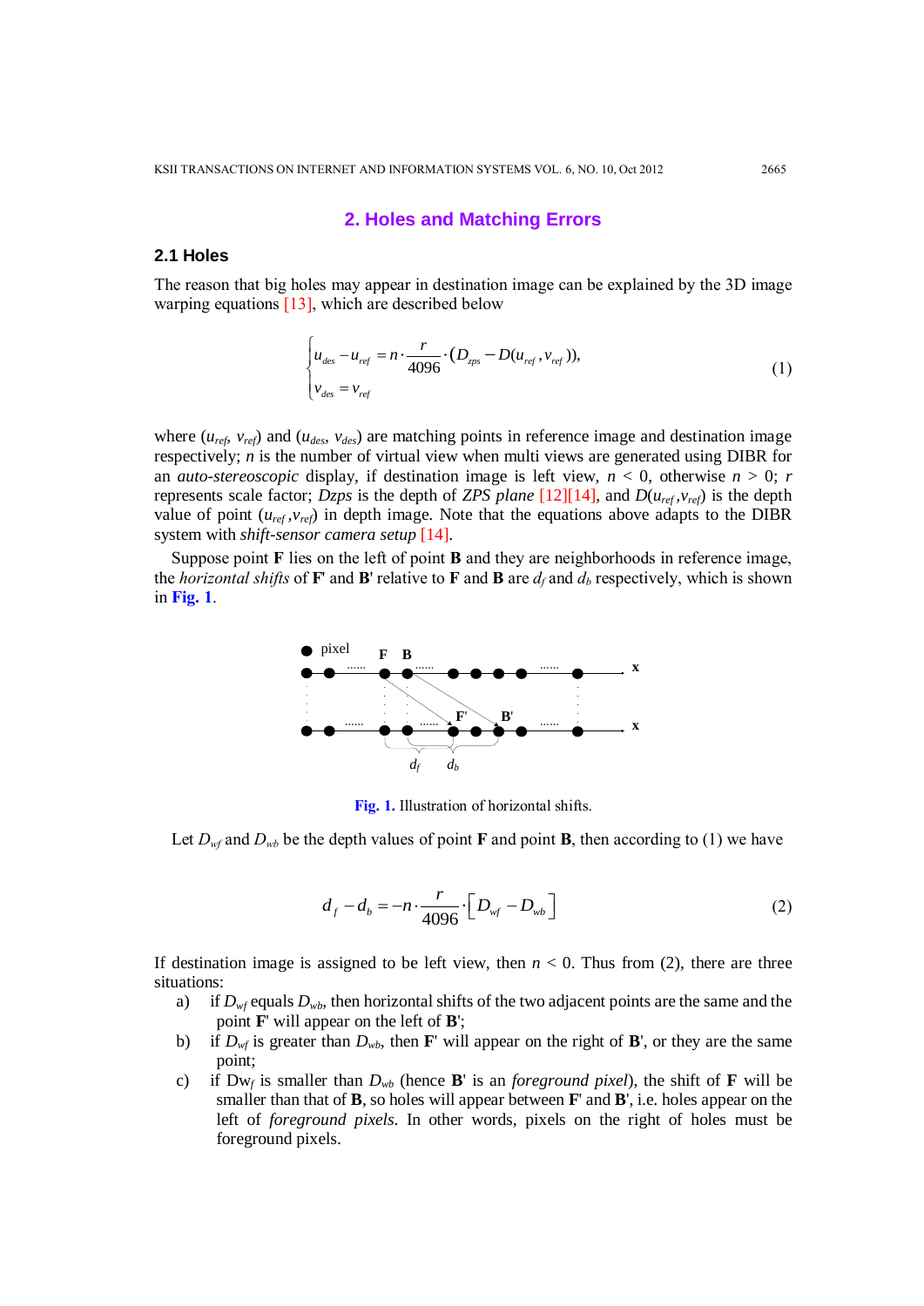## 2. Holes and Matching Errors

### 2.1 Holes

The reason that big holes may appear in destination image can be explained by the 3D image warping equations [13], which are described below

$$\begin{cases} u_{des} - u_{ref} = n \cdot \dfrac{r}{4096} \cdot (D_{zps} - D(u_{ref}, v_{ref})), \\ v_{des} = v_{ref} \end{cases} \tag{1}$$

where ($u_{ref}$, $v_{ref}$) and ($u_{des}$, $v_{des}$) are matching points in reference image and destination image respectively; $n$ is the number of virtual view when multi views are generated using DIBR for an *auto-stereoscopic* display, if destination image is left view, $n < 0$, otherwise $n > 0$; $r$ represents scale factor; *Dzps* is the depth of *ZPS plane* [12][14], and $D(u_{ref},v_{ref})$ is the depth value of point ($u_{ref}$,$v_{ref}$) in depth image. Note that the equations above adapts to the DIBR system with *shift-sensor camera setup* [14].

Suppose point **F** lies on the left of point **B** and they are neighborhoods in reference image, the *horizontal shifts* of **F**' and **B**' relative to **F** and **B** are $d_f$ and $d_b$ respectively, which is shown in **Fig. 1**.

**Fig. 1.** Illustration of horizontal shifts.

Let $D_{wf}$ and $D_{wb}$ be the depth values of point **F** and point **B**, then according to (1) we have

$$d_f - d_b = -n \cdot \frac{r}{4096} \cdot \left[ D_{wf} - D_{wb} \right] \tag{2}$$

If destination image is assigned to be left view, then $n < 0$. Thus from (2), there are three situations:

a) if $D_{wf}$ equals $D_{wb}$, then horizontal shifts of the two adjacent points are the same and the point **F**' will appear on the left of **B**';
b) if $D_{wf}$ is greater than $D_{wb}$, then **F**' will appear on the right of **B**', or they are the same point;
c) if $Dw_f$ is smaller than $D_{wb}$ (hence **B**' is an *foreground pixel*), the shift of **F** will be smaller than that of **B**, so holes will appear between **F**' and **B**', i.e. holes appear on the left of *foreground pixels*. In other words, pixels on the right of holes must be foreground pixels.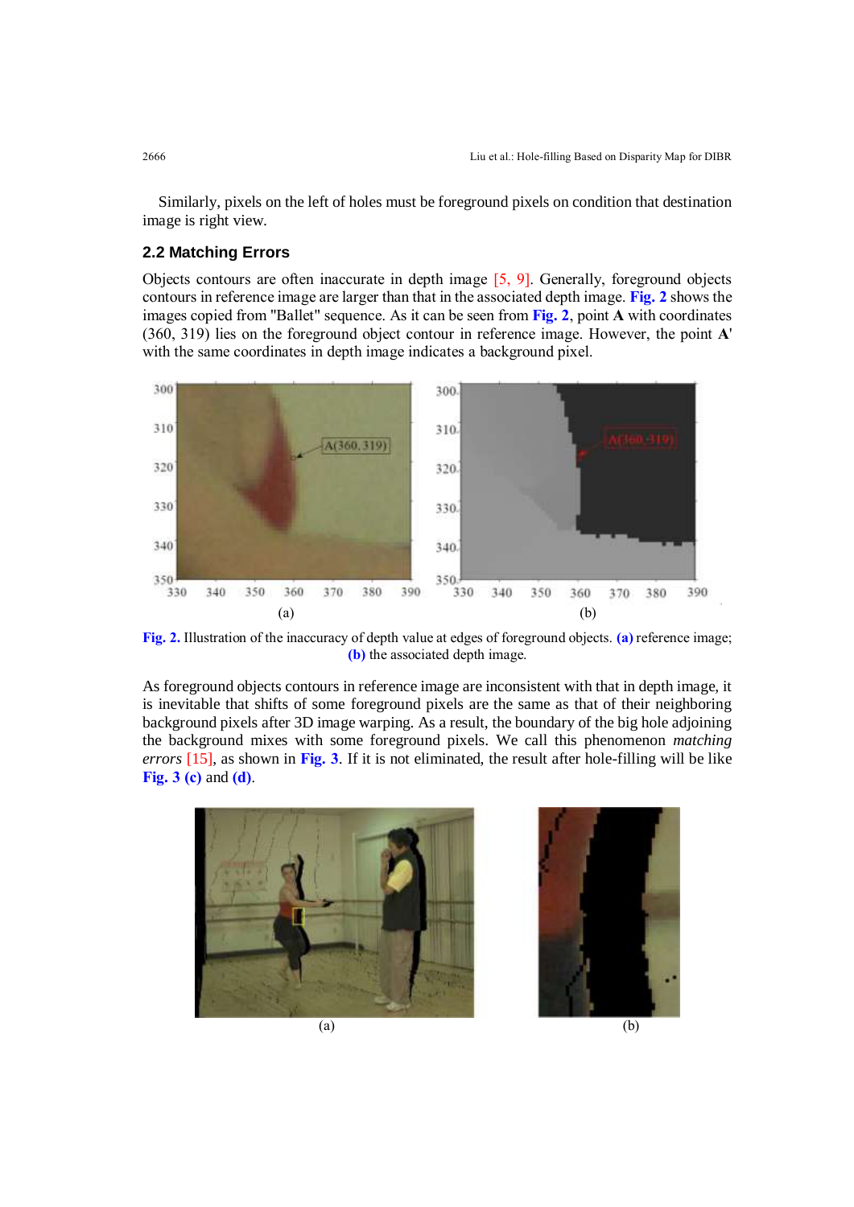Similarly, pixels on the left of holes must be foreground pixels on condition that destination image is right view.

### 2.2 Matching Errors

Objects contours are often inaccurate in depth image [5, 9]. Generally, foreground objects contours in reference image are larger than that in the associated depth image. Fig. 2 shows the images copied from "Ballet" sequence. As it can be seen from Fig. 2, point **A** with coordinates (360, 319) lies on the foreground object contour in reference image. However, the point **A'** with the same coordinates in depth image indicates a background pixel.

Fig. 2. Illustration of the inaccuracy of depth value at edges of foreground objects. (a) reference image; (b) the associated depth image.

As foreground objects contours in reference image are inconsistent with that in depth image, it is inevitable that shifts of some foreground pixels are the same as that of their neighboring background pixels after 3D image warping. As a result, the boundary of the big hole adjoining the background mixes with some foreground pixels. We call this phenomenon *matching errors* [15], as shown in Fig. 3. If it is not eliminated, the result after hole-filling will be like Fig. 3 (c) and (d).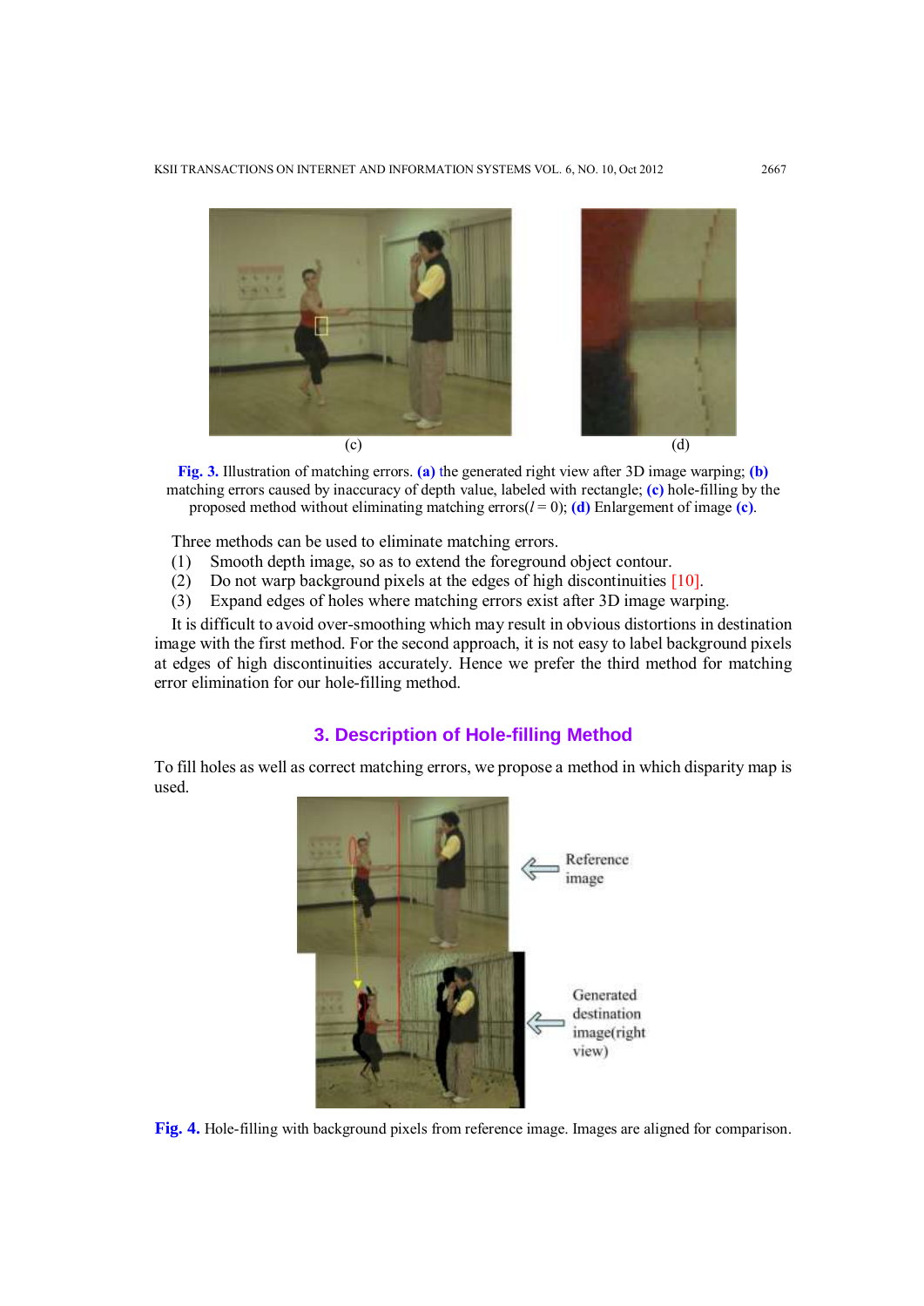(c) (d)

**Fig. 3.** Illustration of matching errors. **(a)** the generated right view after 3D image warping; **(b)** matching errors caused by inaccuracy of depth value, labeled with rectangle; **(c)** hole-filling by the proposed method without eliminating matching errors($l = 0$); **(d)** Enlargement of image **(c)**.

Three methods can be used to eliminate matching errors.

(1) Smooth depth image, so as to extend the foreground object contour.
(2) Do not warp background pixels at the edges of high discontinuities [10].
(3) Expand edges of holes where matching errors exist after 3D image warping.

It is difficult to avoid over-smoothing which may result in obvious distortions in destination image with the first method. For the second approach, it is not easy to label background pixels at edges of high discontinuities accurately. Hence we prefer the third method for matching error elimination for our hole-filling method.

## 3. Description of Hole-filling Method

To fill holes as well as correct matching errors, we propose a method in which disparity map is used.

Reference image

Generated destination image(right view)

**Fig. 4.** Hole-filling with background pixels from reference image. Images are aligned for comparison.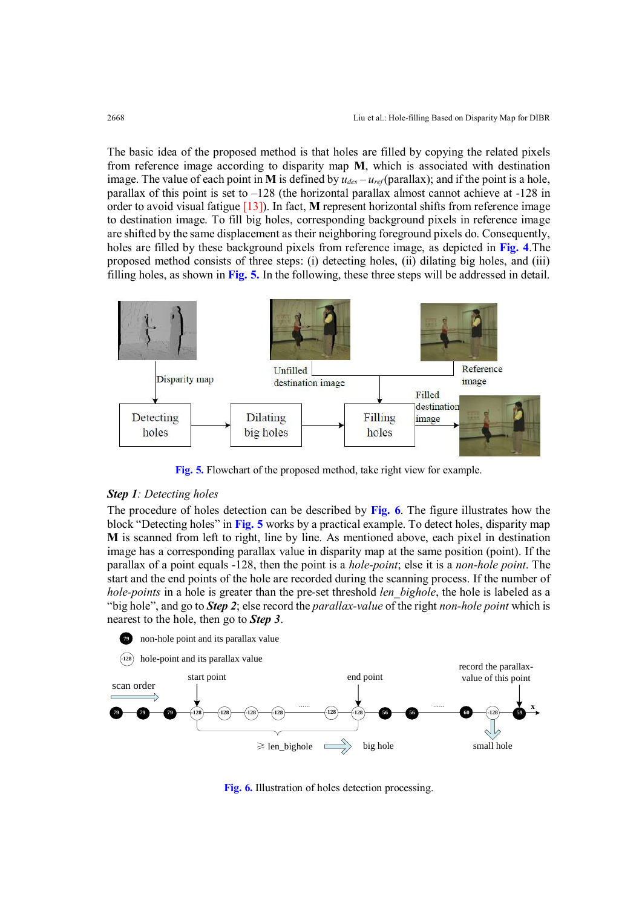The basic idea of the proposed method is that holes are filled by copying the related pixels from reference image according to disparity map **M**, which is associated with destination image. The value of each point in **M** is defined by $u_{des} - u_{ref}$ (parallax); and if the point is a hole, parallax of this point is set to –128 (the horizontal parallax almost cannot achieve at -128 in order to avoid visual fatigue [13]). In fact, **M** represent horizontal shifts from reference image to destination image. To fill big holes, corresponding background pixels in reference image are shifted by the same displacement as their neighboring foreground pixels do. Consequently, holes are filled by these background pixels from reference image, as depicted in **Fig. 4**.The proposed method consists of three steps: (i) detecting holes, (ii) dilating big holes, and (iii) filling holes, as shown in **Fig. 5.** In the following, these three steps will be addressed in detail.

**Fig. 5.** Flowchart of the proposed method, take right view for example.

***Step 1**: Detecting holes*

The procedure of holes detection can be described by **Fig. 6**. The figure illustrates how the block "Detecting holes" in **Fig. 5** works by a practical example. To detect holes, disparity map **M** is scanned from left to right, line by line. As mentioned above, each pixel in destination image has a corresponding parallax value in disparity map at the same position (point). If the parallax of a point equals -128, then the point is a *hole-point*; else it is a *non-hole point*. The start and the end points of the hole are recorded during the scanning process. If the number of *hole-points* in a hole is greater than the pre-set threshold *len_bighole*, the hole is labeled as a "big hole", and go to ***Step 2***; else record the *parallax-value* of the right *non-hole point* which is nearest to the hole, then go to ***Step 3***.

**Fig. 6.** Illustration of holes detection processing.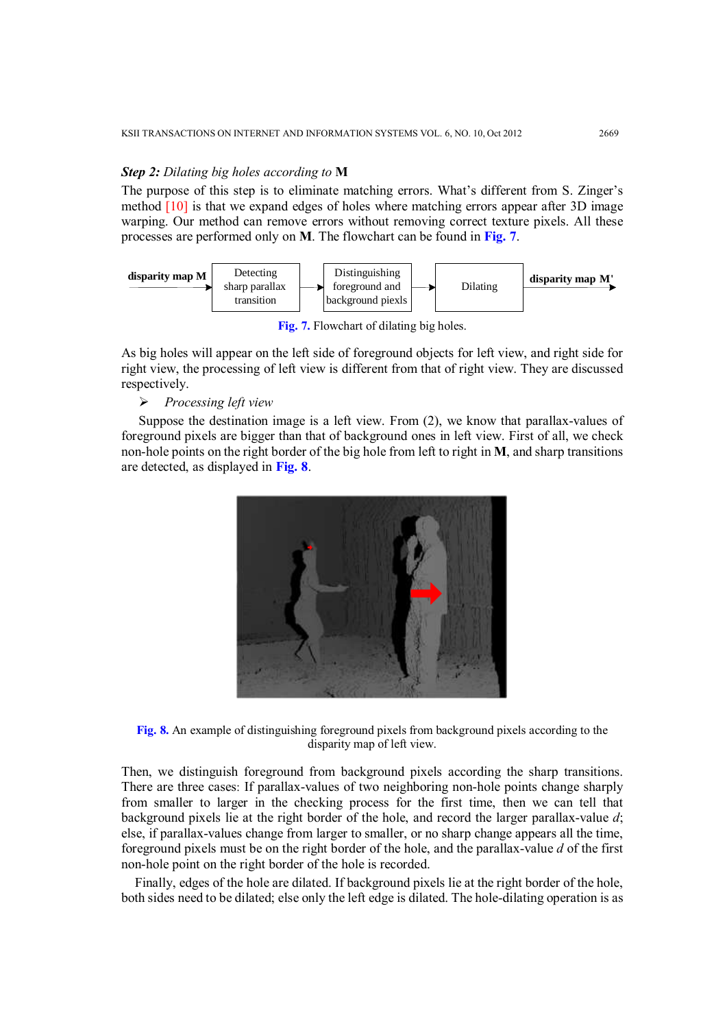***Step 2:*** *Dilating big holes according to* **M**

The purpose of this step is to eliminate matching errors. What's different from S. Zinger's method [10] is that we expand edges of holes where matching errors appear after 3D image warping. Our method can remove errors without removing correct texture pixels. All these processes are performed only on **M**. The flowchart can be found in **Fig. 7**.

**disparity map M** → Detecting sharp parallax transition → Distinguishing foreground and background piexls → Dilating → **disparity map M'**

**Fig. 7.** Flowchart of dilating big holes.

As big holes will appear on the left side of foreground objects for left view, and right side for right view, the processing of left view is different from that of right view. They are discussed respectively.

➢ *Processing left view*

Suppose the destination image is a left view. From (2), we know that parallax-values of foreground pixels are bigger than that of background ones in left view. First of all, we check non-hole points on the right border of the big hole from left to right in **M**, and sharp transitions are detected, as displayed in **Fig. 8**.

**Fig. 8.** An example of distinguishing foreground pixels from background pixels according to the disparity map of left view.

Then, we distinguish foreground from background pixels according the sharp transitions. There are three cases: If parallax-values of two neighboring non-hole points change sharply from smaller to larger in the checking process for the first time, then we can tell that background pixels lie at the right border of the hole, and record the larger parallax-value $d$; else, if parallax-values change from larger to smaller, or no sharp change appears all the time, foreground pixels must be on the right border of the hole, and the parallax-value $d$ of the first non-hole point on the right border of the hole is recorded.

Finally, edges of the hole are dilated. If background pixels lie at the right border of the hole, both sides need to be dilated; else only the left edge is dilated. The hole-dilating operation is as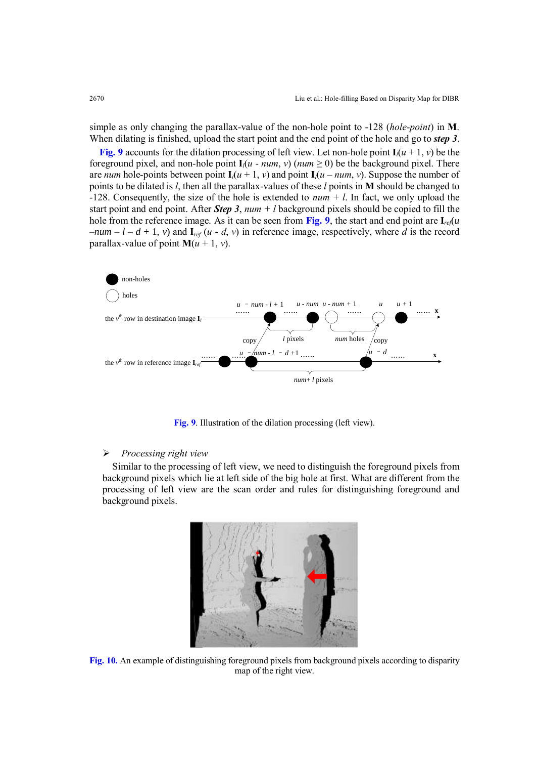simple as only changing the parallax-value of the non-hole point to -128 (*hole-point*) in **M**. When dilating is finished, upload the start point and the end point of the hole and go to ***step 3***.

**Fig. 9** accounts for the dilation processing of left view. Let non-hole point $\mathbf{I}_l(u+1, v)$ be the foreground pixel, and non-hole point $\mathbf{I}_l(u - num, v)$ ($num \geq 0$) be the background pixel. There are *num* hole-points between point $\mathbf{I}_l(u+1, v)$ and point $\mathbf{I}_l(u - num, v)$. Suppose the number of points to be dilated is *l*, then all the parallax-values of these *l* points in **M** should be changed to -128. Consequently, the size of the hole is extended to $num + l$. In fact, we only upload the start point and end point. After ***Step 3***, $num + l$ background pixels should be copied to fill the hole from the reference image. As it can be seen from **Fig. 9**, the start and end point are $\mathbf{I}_{ref}(u - num - l - d + 1, v)$ and $\mathbf{I}_{ref}(u - d, v)$ in reference image, respectively, where *d* is the record parallax-value of point $\mathbf{M}(u+1, v)$.

**Fig. 9**. Illustration of the dilation processing (left view).

- ➢ *Processing right view*

Similar to the processing of left view, we need to distinguish the foreground pixels from background pixels which lie at left side of the big hole at first. What are different from the processing of left view are the scan order and rules for distinguishing foreground and background pixels.

**Fig. 10.** An example of distinguishing foreground pixels from background pixels according to disparity map of the right view.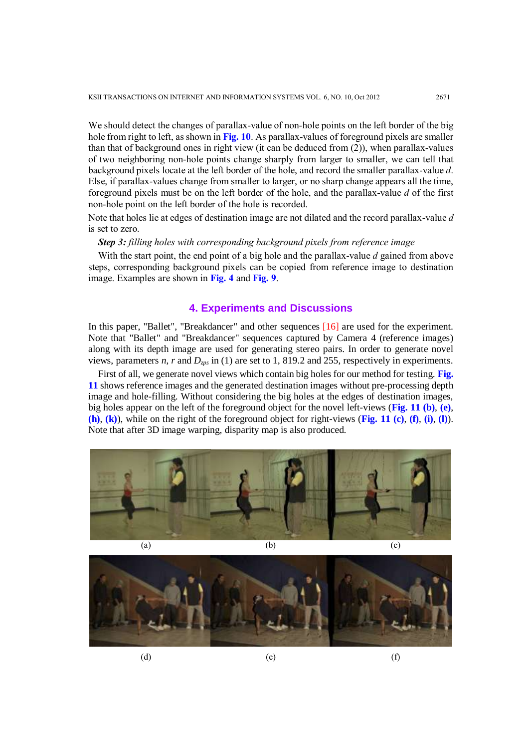We should detect the changes of parallax-value of non-hole points on the left border of the big hole from right to left, as shown in **Fig. 10**. As parallax-values of foreground pixels are smaller than that of background ones in right view (it can be deduced from (2)), when parallax-values of two neighboring non-hole points change sharply from larger to smaller, we can tell that background pixels locate at the left border of the hole, and record the smaller parallax-value $d$. Else, if parallax-values change from smaller to larger, or no sharp change appears all the time, foreground pixels must be on the left border of the hole, and the parallax-value $d$ of the first non-hole point on the left border of the hole is recorded.

Note that holes lie at edges of destination image are not dilated and the record parallax-value $d$ is set to zero.

***Step 3:*** *filling holes with corresponding background pixels from reference image*

With the start point, the end point of a big hole and the parallax-value $d$ gained from above steps, corresponding background pixels can be copied from reference image to destination image. Examples are shown in **Fig. 4** and **Fig. 9**.

## 4. Experiments and Discussions

In this paper, "Ballet", "Breakdancer" and other sequences [16] are used for the experiment. Note that "Ballet" and "Breakdancer" sequences captured by Camera 4 (reference images) along with its depth image are used for generating stereo pairs. In order to generate novel views, parameters $n$, $r$ and $D_{zps}$ in (1) are set to 1, 819.2 and 255, respectively in experiments.

First of all, we generate novel views which contain big holes for our method for testing. **Fig. 11** shows reference images and the generated destination images without pre-processing depth image and hole-filling. Without considering the big holes at the edges of destination images, big holes appear on the left of the foreground object for the novel left-views (**Fig. 11 (b)**, **(e)**, **(h)**, **(k)**), while on the right of the foreground object for right-views (**Fig. 11 (c)**, **(f)**, **(i)**, **(l)**). Note that after 3D image warping, disparity map is also produced.

(a) (b) (c)

(d) (e) (f)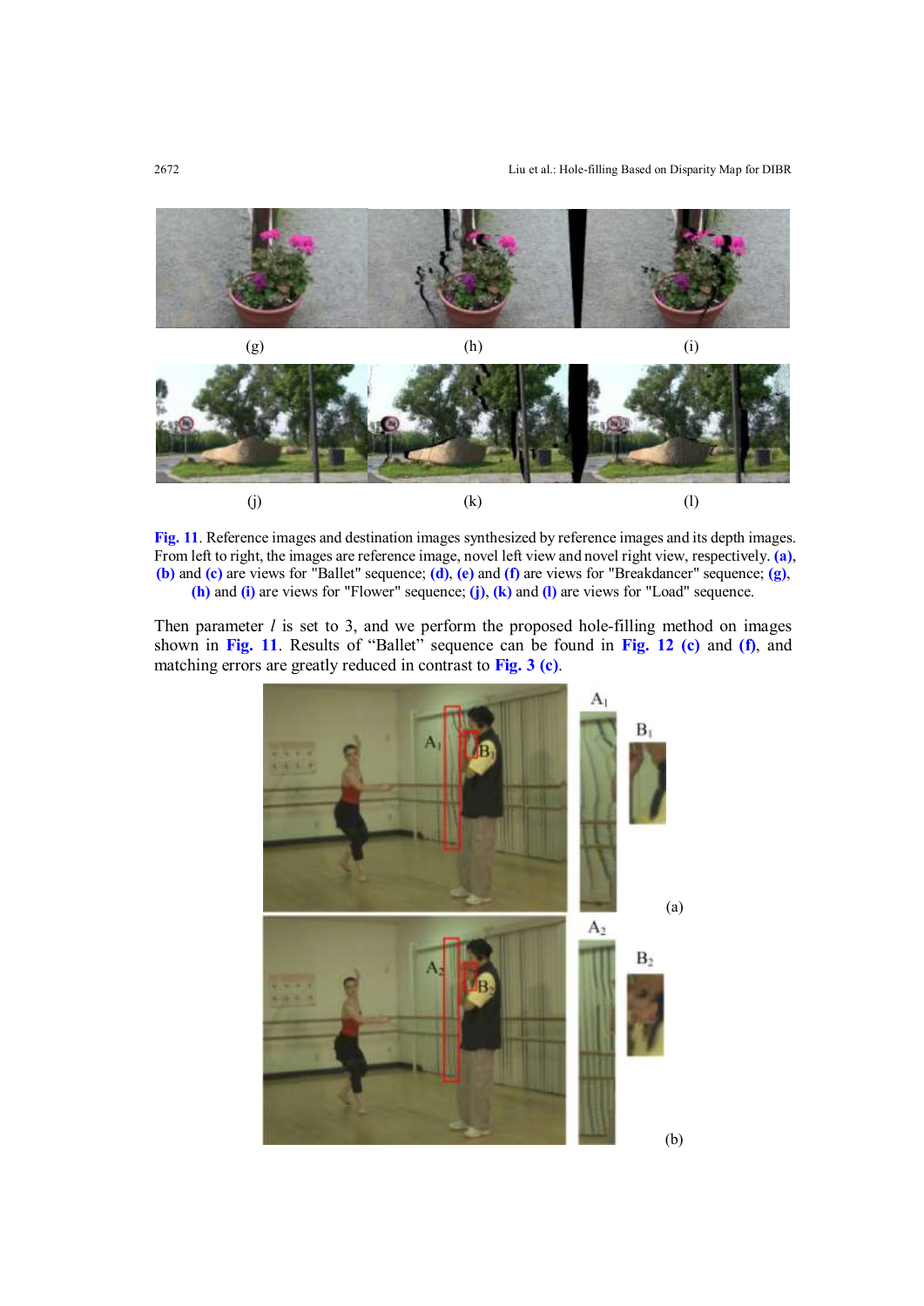(g) (h) (i)

(j) (k) (l)

**Fig. 11**. Reference images and destination images synthesized by reference images and its depth images. From left to right, the images are reference image, novel left view and novel right view, respectively. **(a)**, **(b)** and **(c)** are views for "Ballet" sequence; **(d)**, **(e)** and **(f)** are views for "Breakdancer" sequence; **(g)**, **(h)** and **(i)** are views for "Flower" sequence; **(j)**, **(k)** and **(l)** are views for "Load" sequence.

Then parameter *l* is set to 3, and we perform the proposed hole-filling method on images shown in **Fig. 11**. Results of "Ballet" sequence can be found in **Fig. 12 (c)** and **(f)**, and matching errors are greatly reduced in contrast to **Fig. 3 (c)**.

$A_1$ $B_1$ (a)

$A_2$ $B_2$ (b)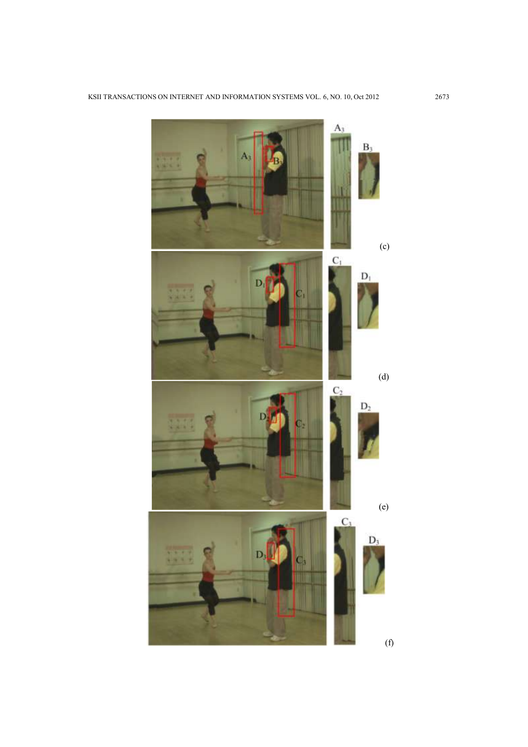$A_3$

$B_3$

(c)

$C_1$

$D_1$

(d)

$C_2$

$D_2$

(e)

$C_3$

$D_3$

(f)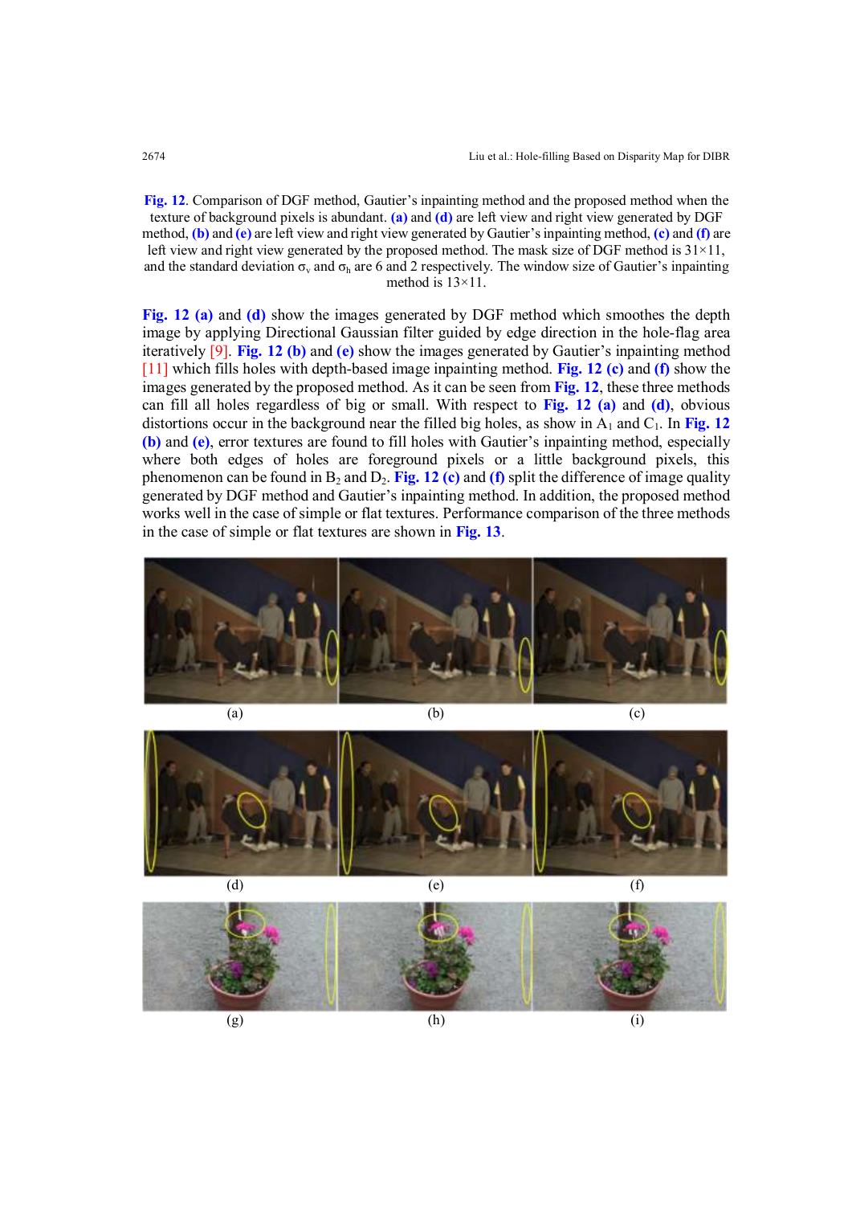**Fig. 12**. Comparison of DGF method, Gautier's inpainting method and the proposed method when the texture of background pixels is abundant. **(a)** and **(d)** are left view and right view generated by DGF method, **(b)** and **(e)** are left view and right view generated by Gautier's inpainting method, **(c)** and **(f)** are left view and right view generated by the proposed method. The mask size of DGF method is 31×11, and the standard deviation $\sigma_v$ and $\sigma_h$ are 6 and 2 respectively. The window size of Gautier's inpainting method is 13×11.

**Fig. 12 (a)** and **(d)** show the images generated by DGF method which smoothes the depth image by applying Directional Gaussian filter guided by edge direction in the hole-flag area iteratively [9]. **Fig. 12 (b)** and **(e)** show the images generated by Gautier's inpainting method [11] which fills holes with depth-based image inpainting method. **Fig. 12 (c)** and **(f)** show the images generated by the proposed method. As it can be seen from **Fig. 12**, these three methods can fill all holes regardless of big or small. With respect to **Fig. 12 (a)** and **(d)**, obvious distortions occur in the background near the filled big holes, as show in $A_1$ and $C_1$. In **Fig. 12 (b)** and **(e)**, error textures are found to fill holes with Gautier's inpainting method, especially where both edges of holes are foreground pixels or a little background pixels, this phenomenon can be found in $B_2$ and $D_2$. **Fig. 12 (c)** and **(f)** split the difference of image quality generated by DGF method and Gautier's inpainting method. In addition, the proposed method works well in the case of simple or flat textures. Performance comparison of the three methods in the case of simple or flat textures are shown in **Fig. 13**.

(a) (b) (c)

(d) (e) (f)

(g) (h) (i)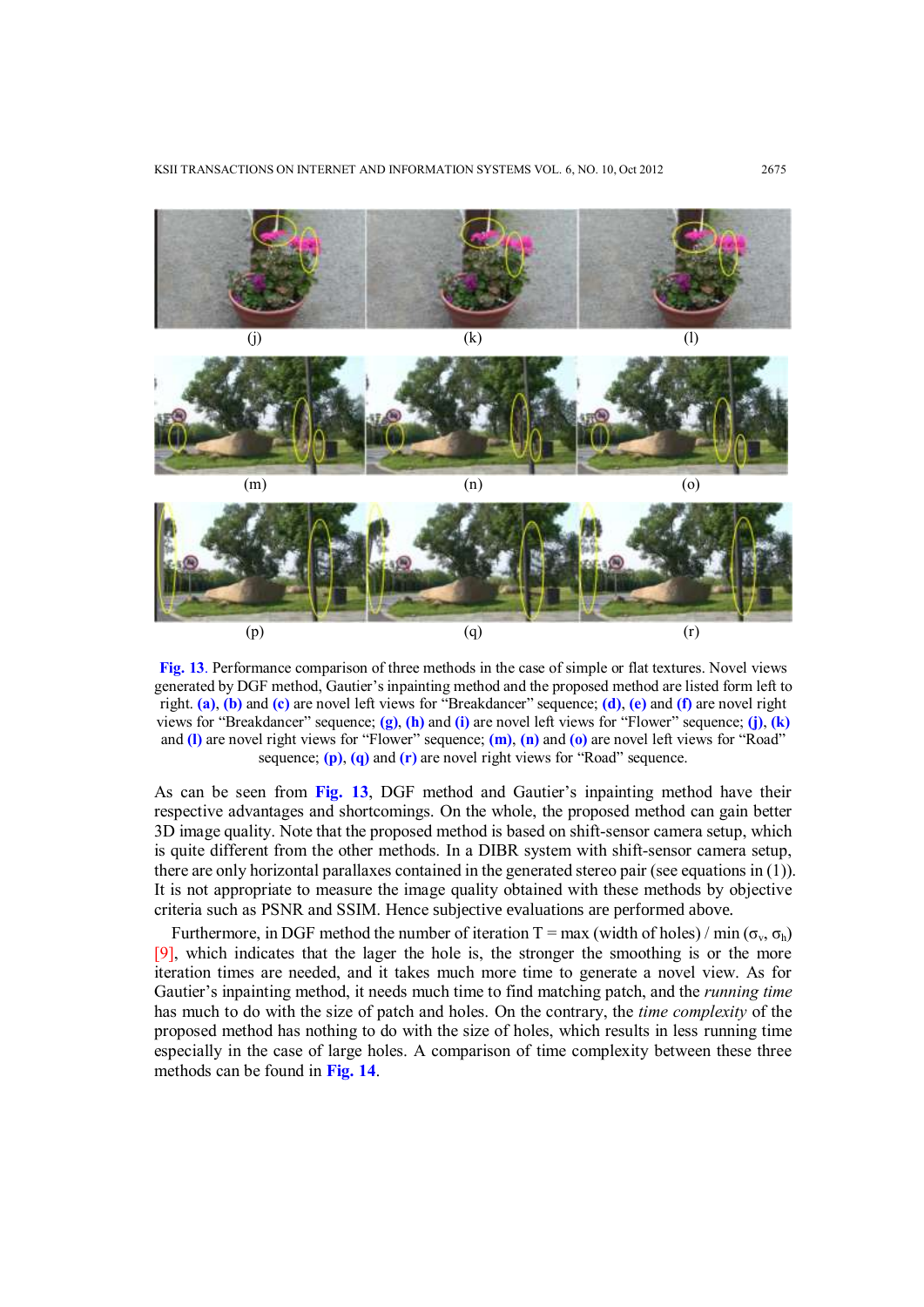(j) (k) (l)

(m) (n) (o)

(p) (q) (r)

**Fig. 13**. Performance comparison of three methods in the case of simple or flat textures. Novel views generated by DGF method, Gautier's inpainting method and the proposed method are listed form left to right. **(a)**, **(b)** and **(c)** are novel left views for "Breakdancer" sequence; **(d)**, **(e)** and **(f)** are novel right views for "Breakdancer" sequence; **(g)**, **(h)** and **(i)** are novel left views for "Flower" sequence; **(j)**, **(k)** and **(l)** are novel right views for "Flower" sequence; **(m)**, **(n)** and **(o)** are novel left views for "Road" sequence; **(p)**, **(q)** and **(r)** are novel right views for "Road" sequence.

As can be seen from **Fig. 13**, DGF method and Gautier's inpainting method have their respective advantages and shortcomings. On the whole, the proposed method can gain better 3D image quality. Note that the proposed method is based on shift-sensor camera setup, which is quite different from the other methods. In a DIBR system with shift-sensor camera setup, there are only horizontal parallaxes contained in the generated stereo pair (see equations in (1)). It is not appropriate to measure the image quality obtained with these methods by objective criteria such as PSNR and SSIM. Hence subjective evaluations are performed above.

Furthermore, in DGF method the number of iteration $T = \max(\text{width of holes}) / \min(\sigma_v, \sigma_h)$ [9], which indicates that the lager the hole is, the stronger the smoothing is or the more iteration times are needed, and it takes much more time to generate a novel view. As for Gautier's inpainting method, it needs much time to find matching patch, and the *running time* has much to do with the size of patch and holes. On the contrary, the *time complexity* of the proposed method has nothing to do with the size of holes, which results in less running time especially in the case of large holes. A comparison of time complexity between these three methods can be found in **Fig. 14**.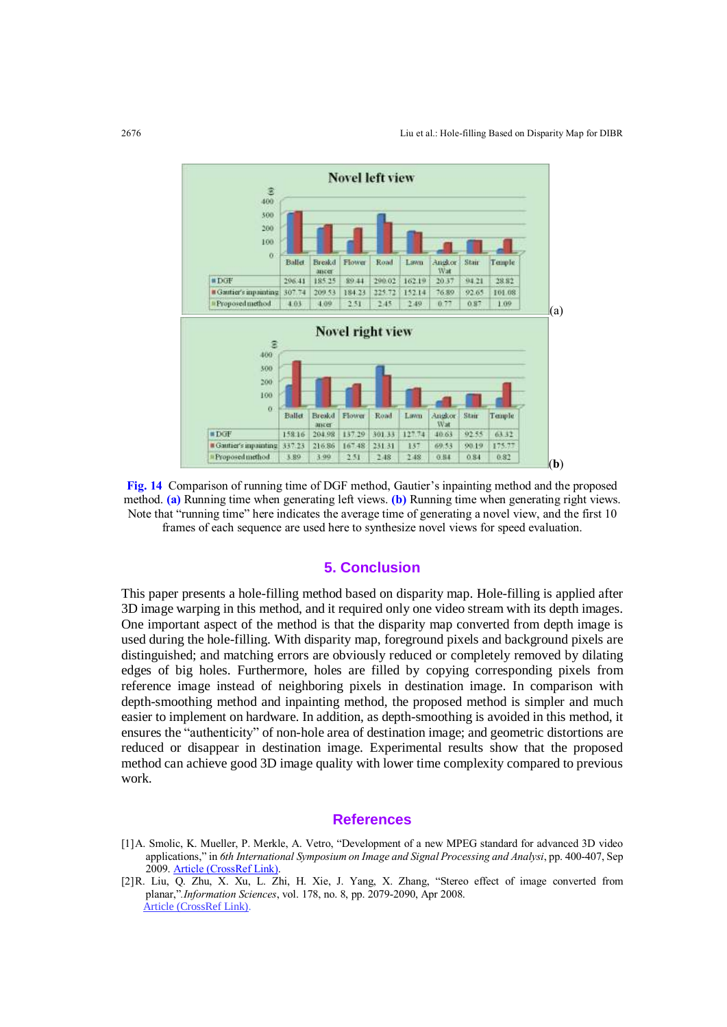| | Ballet | Breakdancer | Flower | Road | Lawn | Angkor Wat | Stair | Temple |
|---|---|---|---|---|---|---|---|---|
| DGF | 296.41 | 185.25 | 89.44 | 290.02 | 162.19 | 20.37 | 94.21 | 28.82 |
| Gautier's inpainting | 307.74 | 209.53 | 184.23 | 225.72 | 152.14 | 76.89 | 92.65 | 101.08 |
| Proposed method | 4.03 | 4.09 | 2.51 | 2.45 | 2.49 | 0.77 | 0.87 | 1.09 |

(a) Novel left view

| | Ballet | Breakdancer | Flower | Road | Lawn | Angkor Wat | Stair | Temple |
|---|---|---|---|---|---|---|---|---|
| DGF | 158.16 | 204.98 | 137.29 | 301.33 | 127.74 | 40.63 | 92.55 | 63.32 |
| Gautier's inpainting | 337.23 | 216.86 | 167.48 | 231.31 | 137 | 69.53 | 90.19 | 175.77 |
| Proposed method | 3.89 | 3.99 | 2.51 | 2.48 | 2.48 | 0.84 | 0.84 | 0.82 |

(b) Novel right view

**Fig. 14** Comparison of running time of DGF method, Gautier's inpainting method and the proposed method. **(a)** Running time when generating left views. **(b)** Running time when generating right views. Note that "running time" here indicates the average time of generating a novel view, and the first 10 frames of each sequence are used here to synthesize novel views for speed evaluation.

## 5. Conclusion

This paper presents a hole-filling method based on disparity map. Hole-filling is applied after 3D image warping in this method, and it required only one video stream with its depth images. One important aspect of the method is that the disparity map converted from depth image is used during the hole-filling. With disparity map, foreground pixels and background pixels are distinguished; and matching errors are obviously reduced or completely removed by dilating edges of big holes. Furthermore, holes are filled by copying corresponding pixels from reference image instead of neighboring pixels in destination image. In comparison with depth-smoothing method and inpainting method, the proposed method is simpler and much easier to implement on hardware. In addition, as depth-smoothing is avoided in this method, it ensures the "authenticity" of non-hole area of destination image; and geometric distortions are reduced or disappear in destination image. Experimental results show that the proposed method can achieve good 3D image quality with lower time complexity compared to previous work.

## References

[1] A. Smolic, K. Mueller, P. Merkle, A. Vetro, "Development of a new MPEG standard for advanced 3D video applications," in *6th International Symposium on Image and Signal Processing and Analysi*, pp. 400-407, Sep 2009. Article (CrossRef Link).

[2] R. Liu, Q. Zhu, X. Xu, L. Zhi, H. Xie, J. Yang, X. Zhang, "Stereo effect of image converted from planar,". *Information Sciences*, vol. 178, no. 8, pp. 2079-2090, Apr 2008. Article (CrossRef Link).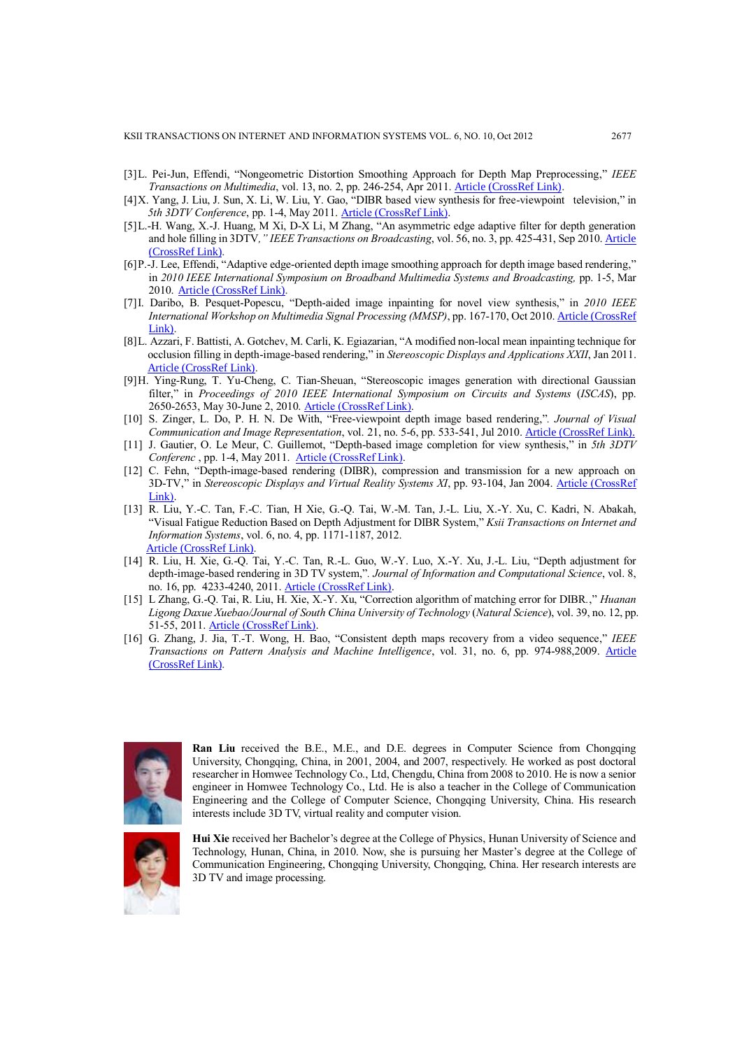[3] L. Pei-Jun, Effendi, "Nongeometric Distortion Smoothing Approach for Depth Map Preprocessing," *IEEE Transactions on Multimedia*, vol. 13, no. 2, pp. 246-254, Apr 2011. Article (CrossRef Link).

[4] X. Yang, J. Liu, J. Sun, X. Li, W. Liu, Y. Gao, "DIBR based view synthesis for free-viewpoint television," in *5th 3DTV Conference*, pp. 1-4, May 2011. Article (CrossRef Link).

[5] L.-H. Wang, X.-J. Huang, M Xi, D-X Li, M Zhang, "An asymmetric edge adaptive filter for depth generation and hole filling in 3DTV," *IEEE Transactions on Broadcasting*, vol. 56, no. 3, pp. 425-431, Sep 2010. Article (CrossRef Link).

[6] P.-J. Lee, Effendi, "Adaptive edge-oriented depth image smoothing approach for depth image based rendering," in *2010 IEEE International Symposium on Broadband Multimedia Systems and Broadcasting*, pp. 1-5, Mar 2010. Article (CrossRef Link).

[7] I. Daribo, B. Pesquet-Popescu, "Depth-aided image inpainting for novel view synthesis," in *2010 IEEE International Workshop on Multimedia Signal Processing (MMSP)*, pp. 167-170, Oct 2010. Article (CrossRef Link).

[8] L. Azzari, F. Battisti, A. Gotchev, M. Carli, K. Egiazarian, "A modified non-local mean inpainting technique for occlusion filling in depth-image-based rendering," in *Stereoscopic Displays and Applications XXII*, Jan 2011. Article (CrossRef Link).

[9] H. Ying-Rung, T. Yu-Cheng, C. Tian-Sheuan, "Stereoscopic images generation with directional Gaussian filter," in *Proceedings of 2010 IEEE International Symposium on Circuits and Systems* (*ISCAS*), pp. 2650-2653, May 30-June 2, 2010. Article (CrossRef Link).

[10] S. Zinger, L. Do, P. H. N. De With, "Free-viewpoint depth image based rendering,". *Journal of Visual Communication and Image Representation*, vol. 21, no. 5-6, pp. 533-541, Jul 2010. Article (CrossRef Link).

[11] J. Gautier, O. Le Meur, C. Guillemot, "Depth-based image completion for view synthesis," in *5th 3DTV Conferenc* , pp. 1-4, May 2011. Article (CrossRef Link).

[12] C. Fehn, "Depth-image-based rendering (DIBR), compression and transmission for a new approach on 3D-TV," in *Stereoscopic Displays and Virtual Reality Systems XI*, pp. 93-104, Jan 2004. Article (CrossRef Link).

[13] R. Liu, Y.-C. Tan, F.-C. Tian, H Xie, G.-Q. Tai, W.-M. Tan, J.-L. Liu, X.-Y. Xu, C. Kadri, N. Abakah, "Visual Fatigue Reduction Based on Depth Adjustment for DIBR System," *Ksii Transactions on Internet and Information Systems*, vol. 6, no. 4, pp. 1171-1187, 2012. Article (CrossRef Link).

[14] R. Liu, H. Xie, G.-Q. Tai, Y.-C. Tan, R.-L. Guo, W.-Y. Luo, X.-Y. Xu, J.-L. Liu, "Depth adjustment for depth-image-based rendering in 3D TV system,". *Journal of Information and Computational Science*, vol. 8, no. 16, pp. 4233-4240, 2011. Article (CrossRef Link).

[15] L Zhang, G.-Q. Tai, R. Liu, H. Xie, X.-Y. Xu, "Correction algorithm of matching error for DIBR.," *Huanan Ligong Daxue Xuebao/Journal of South China University of Technology* (*Natural Science*), vol. 39, no. 12, pp. 51-55, 2011. Article (CrossRef Link).

[16] G. Zhang, J. Jia, T.-T. Wong, H. Bao, "Consistent depth maps recovery from a video sequence," *IEEE Transactions on Pattern Analysis and Machine Intelligence*, vol. 31, no. 6, pp. 974-988,2009. Article (CrossRef Link).

**Ran Liu** received the B.E., M.E., and D.E. degrees in Computer Science from Chongqing University, Chongqing, China, in 2001, 2004, and 2007, respectively. He worked as post doctoral researcher in Homwee Technology Co., Ltd, Chengdu, China from 2008 to 2010. He is now a senior engineer in Homwee Technology Co., Ltd. He is also a teacher in the College of Communication Engineering and the College of Computer Science, Chongqing University, China. His research interests include 3D TV, virtual reality and computer vision.

**Hui Xie** received her Bachelor's degree at the College of Physics, Hunan University of Science and Technology, Hunan, China, in 2010. Now, she is pursuing her Master's degree at the College of Communication Engineering, Chongqing University, Chongqing, China. Her research interests are 3D TV and image processing.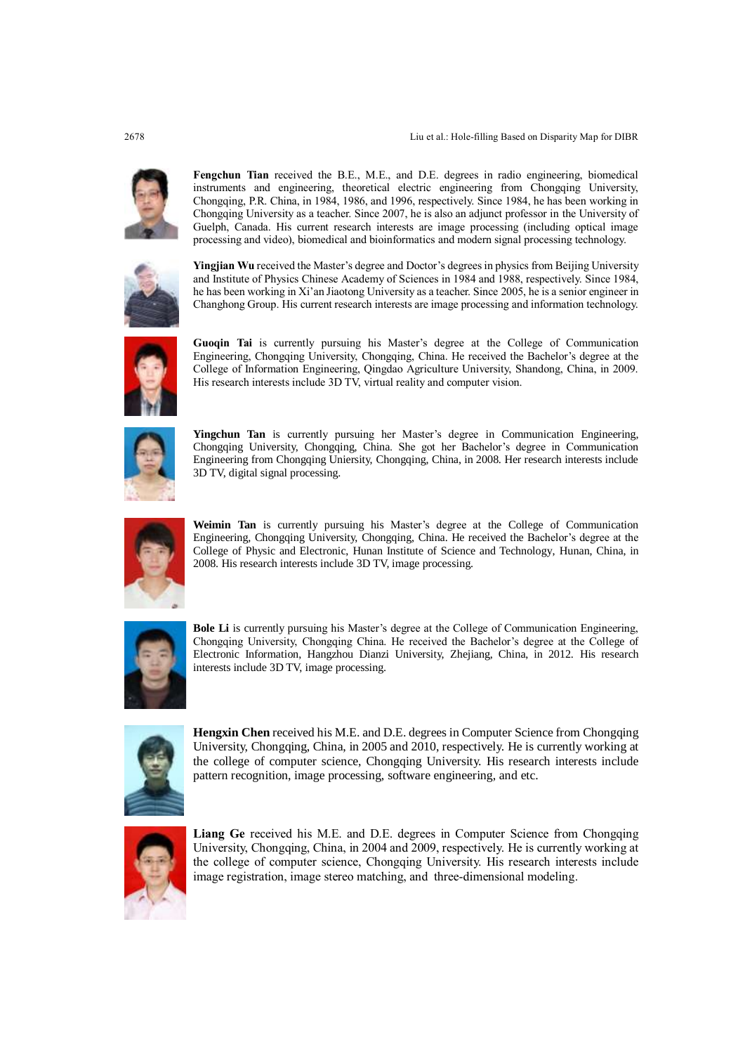**Fengchun Tian** received the B.E., M.E., and D.E. degrees in radio engineering, biomedical instruments and engineering, theoretical electric engineering from Chongqing University, Chongqing, P.R. China, in 1984, 1986, and 1996, respectively. Since 1984, he has been working in Chongqing University as a teacher. Since 2007, he is also an adjunct professor in the University of Guelph, Canada. His current research interests are image processing (including optical image processing and video), biomedical and bioinformatics and modern signal processing technology.

**Yingjian Wu** received the Master's degree and Doctor's degrees in physics from Beijing University and Institute of Physics Chinese Academy of Sciences in 1984 and 1988, respectively. Since 1984, he has been working in Xi'an Jiaotong University as a teacher. Since 2005, he is a senior engineer in Changhong Group. His current research interests are image processing and information technology.

**Guoqin Tai** is currently pursuing his Master's degree at the College of Communication Engineering, Chongqing University, Chongqing, China. He received the Bachelor's degree at the College of Information Engineering, Qingdao Agriculture University, Shandong, China, in 2009. His research interests include 3D TV, virtual reality and computer vision.

**Yingchun Tan** is currently pursuing her Master's degree in Communication Engineering, Chongqing University, Chongqing, China. She got her Bachelor's degree in Communication Engineering from Chongqing Uniersity, Chongqing, China, in 2008. Her research interests include 3D TV, digital signal processing.

**Weimin Tan** is currently pursuing his Master's degree at the College of Communication Engineering, Chongqing University, Chongqing, China. He received the Bachelor's degree at the College of Physic and Electronic, Hunan Institute of Science and Technology, Hunan, China, in 2008. His research interests include 3D TV, image processing.

**Bole Li** is currently pursuing his Master's degree at the College of Communication Engineering, Chongqing University, Chongqing China. He received the Bachelor's degree at the College of Electronic Information, Hangzhou Dianzi University, Zhejiang, China, in 2012. His research interests include 3D TV, image processing.

**Hengxin Chen** received his M.E. and D.E. degrees in Computer Science from Chongqing University, Chongqing, China, in 2005 and 2010, respectively. He is currently working at the college of computer science, Chongqing University. His research interests include pattern recognition, image processing, software engineering, and etc.

**Liang Ge** received his M.E. and D.E. degrees in Computer Science from Chongqing University, Chongqing, China, in 2004 and 2009, respectively. He is currently working at the college of computer science, Chongqing University. His research interests include image registration, image stereo matching, and three-dimensional modeling.